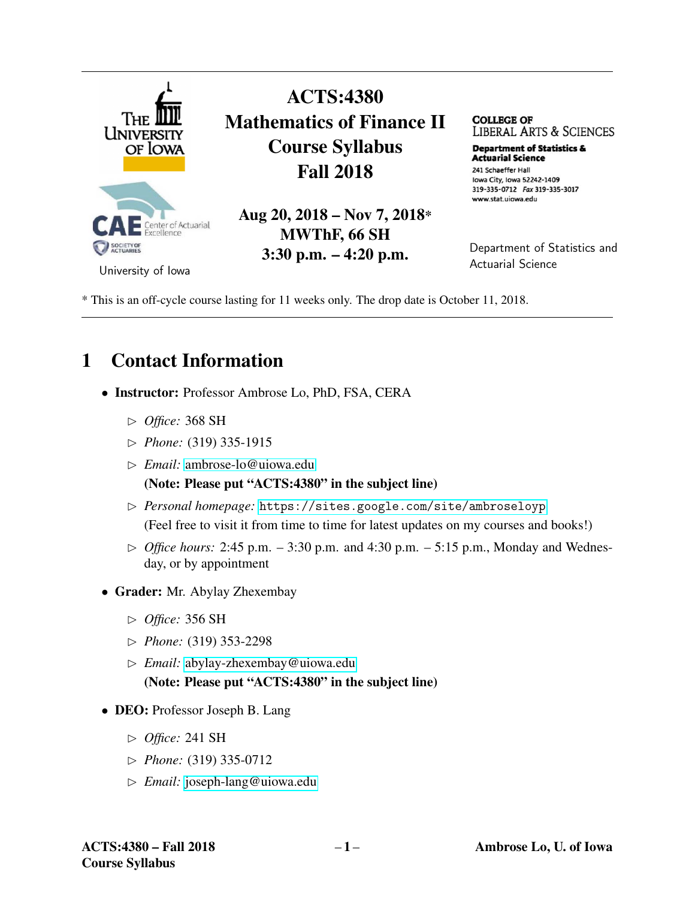# ACTS:4380
# Mathematics of Finance II
# Course Syllabus
# Fall 2018

**Aug 20, 2018 – Nov 7, 2018***
**MWThF, 66 SH**
**3:30 p.m. – 4:20 p.m.**

University of Iowa

College of Liberal Arts & Sciences
**Department of Statistics & Actuarial Science**
241 Schaeffer Hall
Iowa City, Iowa 52242-1409
319-335-0712 *Fax* 319-335-3017
www.stat.uiowa.edu

Department of Statistics and Actuarial Science

* This is an off-cycle course lasting for 11 weeks only. The drop date is October 11, 2018.

## 1 Contact Information

- **Instructor:** Professor Ambrose Lo, PhD, FSA, CERA
  - *Office:* 368 SH
  - *Phone:* (319) 335-1915
  - *Email:* ambrose-lo@uiowa.edu
    **(Note: Please put "ACTS:4380" in the subject line)**
  - *Personal homepage:* `https://sites.google.com/site/ambroseloyp`
    (Feel free to visit it from time to time for latest updates on my courses and books!)
  - *Office hours:* 2:45 p.m. – 3:30 p.m. and 4:30 p.m. – 5:15 p.m., Monday and Wednesday, or by appointment
- **Grader:** Mr. Abylay Zhexembay
  - *Office:* 356 SH
  - *Phone:* (319) 353-2298
  - *Email:* abylay-zhexembay@uiowa.edu
    **(Note: Please put "ACTS:4380" in the subject line)**
- **DEO:** Professor Joseph B. Lang
  - *Office:* 241 SH
  - *Phone:* (319) 335-0712
  - *Email:* joseph-lang@uiowa.edu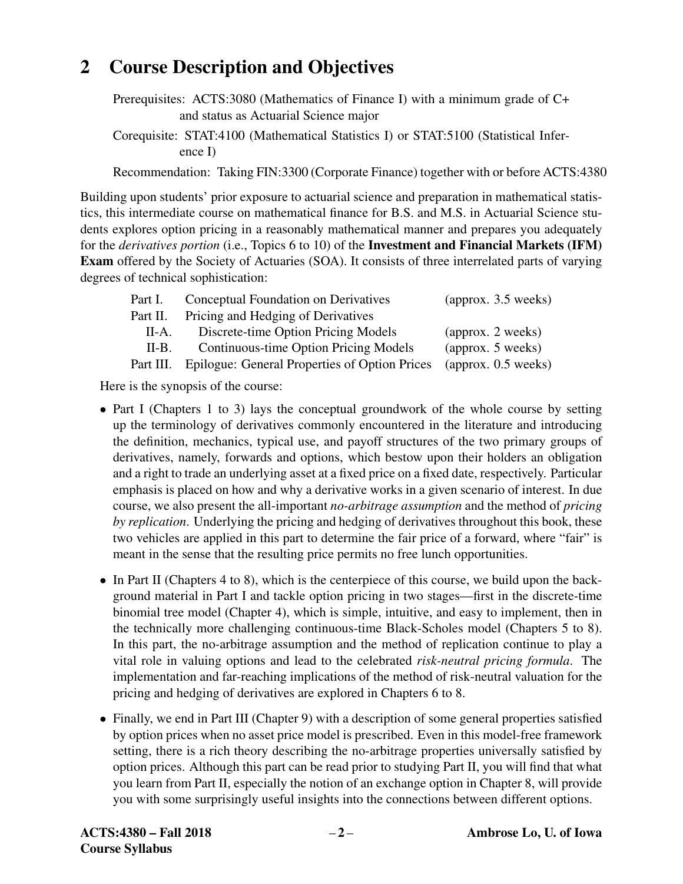## 2 Course Description and Objectives

Prerequisites: ACTS:3080 (Mathematics of Finance I) with a minimum grade of C+ and status as Actuarial Science major

Corequisite: STAT:4100 (Mathematical Statistics I) or STAT:5100 (Statistical Inference I)

Recommendation: Taking FIN:3300 (Corporate Finance) together with or before ACTS:4380

Building upon students' prior exposure to actuarial science and preparation in mathematical statistics, this intermediate course on mathematical finance for B.S. and M.S. in Actuarial Science students explores option pricing in a reasonably mathematical manner and prepares you adequately for the *derivatives portion* (i.e., Topics 6 to 10) of the **Investment and Financial Markets (IFM) Exam** offered by the Society of Actuaries (SOA). It consists of three interrelated parts of varying degrees of technical sophistication:

| | | |
|---|---|---|
| Part I. | Conceptual Foundation on Derivatives | (approx. 3.5 weeks) |
| Part II. | Pricing and Hedging of Derivatives | |
| II-A. | Discrete-time Option Pricing Models | (approx. 2 weeks) |
| II-B. | Continuous-time Option Pricing Models | (approx. 5 weeks) |
| Part III. | Epilogue: General Properties of Option Prices | (approx. 0.5 weeks) |

Here is the synopsis of the course:

- Part I (Chapters 1 to 3) lays the conceptual groundwork of the whole course by setting up the terminology of derivatives commonly encountered in the literature and introducing the definition, mechanics, typical use, and payoff structures of the two primary groups of derivatives, namely, forwards and options, which bestow upon their holders an obligation and a right to trade an underlying asset at a fixed price on a fixed date, respectively. Particular emphasis is placed on how and why a derivative works in a given scenario of interest. In due course, we also present the all-important *no-arbitrage assumption* and the method of *pricing by replication*. Underlying the pricing and hedging of derivatives throughout this book, these two vehicles are applied in this part to determine the fair price of a forward, where "fair" is meant in the sense that the resulting price permits no free lunch opportunities.

- In Part II (Chapters 4 to 8), which is the centerpiece of this course, we build upon the background material in Part I and tackle option pricing in two stages—first in the discrete-time binomial tree model (Chapter 4), which is simple, intuitive, and easy to implement, then in the technically more challenging continuous-time Black-Scholes model (Chapters 5 to 8). In this part, the no-arbitrage assumption and the method of replication continue to play a vital role in valuing options and lead to the celebrated *risk-neutral pricing formula*. The implementation and far-reaching implications of the method of risk-neutral valuation for the pricing and hedging of derivatives are explored in Chapters 6 to 8.

- Finally, we end in Part III (Chapter 9) with a description of some general properties satisfied by option prices when no asset price model is prescribed. Even in this model-free framework setting, there is a rich theory describing the no-arbitrage properties universally satisfied by option prices. Although this part can be read prior to studying Part II, you will find that what you learn from Part II, especially the notion of an exchange option in Chapter 8, will provide you with some surprisingly useful insights into the connections between different options.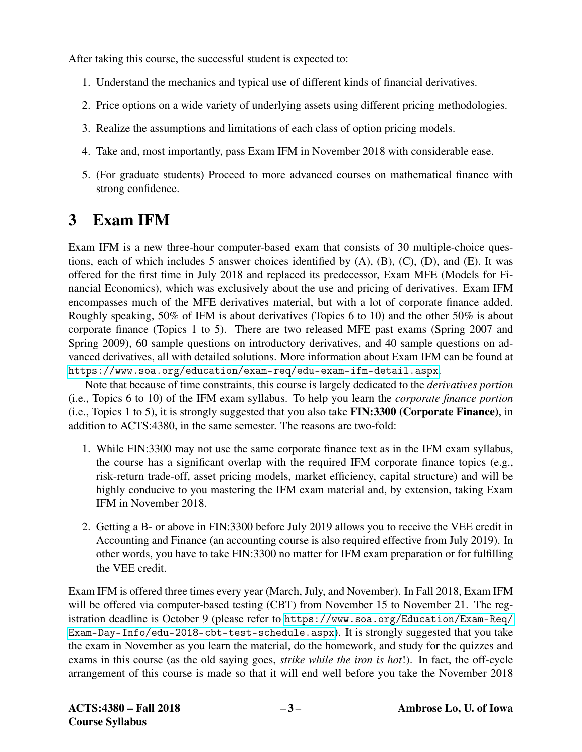After taking this course, the successful student is expected to:

1. Understand the mechanics and typical use of different kinds of financial derivatives.
2. Price options on a wide variety of underlying assets using different pricing methodologies.
3. Realize the assumptions and limitations of each class of option pricing models.
4. Take and, most importantly, pass Exam IFM in November 2018 with considerable ease.
5. (For graduate students) Proceed to more advanced courses on mathematical finance with strong confidence.

# 3 Exam IFM

Exam IFM is a new three-hour computer-based exam that consists of 30 multiple-choice questions, each of which includes 5 answer choices identified by (A), (B), (C), (D), and (E). It was offered for the first time in July 2018 and replaced its predecessor, Exam MFE (Models for Financial Economics), which was exclusively about the use and pricing of derivatives. Exam IFM encompasses much of the MFE derivatives material, but with a lot of corporate finance added. Roughly speaking, 50% of IFM is about derivatives (Topics 6 to 10) and the other 50% is about corporate finance (Topics 1 to 5). There are two released MFE past exams (Spring 2007 and Spring 2009), 60 sample questions on introductory derivatives, and 40 sample questions on advanced derivatives, all with detailed solutions. More information about Exam IFM can be found at https://www.soa.org/education/exam-req/edu-exam-ifm-detail.aspx.

Note that because of time constraints, this course is largely dedicated to the *derivatives portion* (i.e., Topics 6 to 10) of the IFM exam syllabus. To help you learn the *corporate finance portion* (i.e., Topics 1 to 5), it is strongly suggested that you also take **FIN:3300 (Corporate Finance)**, in addition to ACTS:4380, in the same semester. The reasons are two-fold:

1. While FIN:3300 may not use the same corporate finance text as in the IFM exam syllabus, the course has a significant overlap with the required IFM corporate finance topics (e.g., risk-return trade-off, asset pricing models, market efficiency, capital structure) and will be highly conducive to you mastering the IFM exam material and, by extension, taking Exam IFM in November 2018.
2. Getting a B- or above in FIN:3300 before July 2019 allows you to receive the VEE credit in Accounting and Finance (an accounting course is also required effective from July 2019). In other words, you have to take FIN:3300 no matter for IFM exam preparation or for fulfilling the VEE credit.

Exam IFM is offered three times every year (March, July, and November). In Fall 2018, Exam IFM will be offered via computer-based testing (CBT) from November 15 to November 21. The registration deadline is October 9 (please refer to https://www.soa.org/Education/Exam-Req/Exam-Day-Info/edu-2018-cbt-test-schedule.aspx). It is strongly suggested that you take the exam in November as you learn the material, do the homework, and study for the quizzes and exams in this course (as the old saying goes, *strike while the iron is hot*!). In fact, the off-cycle arrangement of this course is made so that it will end well before you take the November 2018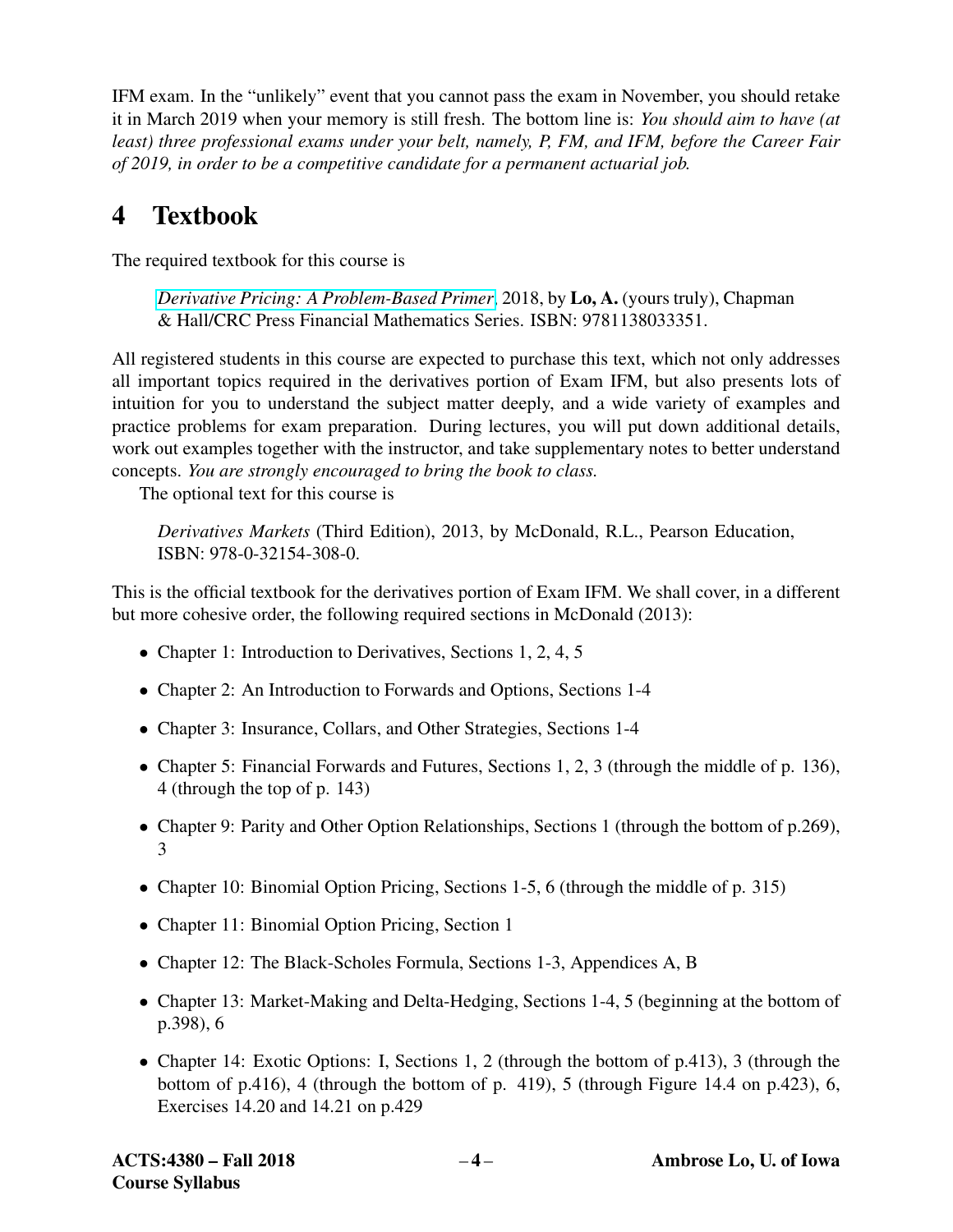IFM exam. In the "unlikely" event that you cannot pass the exam in November, you should retake it in March 2019 when your memory is still fresh. The bottom line is: *You should aim to have (at least) three professional exams under your belt, namely, P, FM, and IFM, before the Career Fair of 2019, in order to be a competitive candidate for a permanent actuarial job.*

# 4 Textbook

The required textbook for this course is

> *Derivative Pricing: A Problem-Based Primer*, 2018, by **Lo, A.** (yours truly), Chapman & Hall/CRC Press Financial Mathematics Series. ISBN: 9781138033351.

All registered students in this course are expected to purchase this text, which not only addresses all important topics required in the derivatives portion of Exam IFM, but also presents lots of intuition for you to understand the subject matter deeply, and a wide variety of examples and practice problems for exam preparation. During lectures, you will put down additional details, work out examples together with the instructor, and take supplementary notes to better understand concepts. *You are strongly encouraged to bring the book to class.*

The optional text for this course is

> *Derivatives Markets* (Third Edition), 2013, by McDonald, R.L., Pearson Education, ISBN: 978-0-32154-308-0.

This is the official textbook for the derivatives portion of Exam IFM. We shall cover, in a different but more cohesive order, the following required sections in McDonald (2013):

- Chapter 1: Introduction to Derivatives, Sections 1, 2, 4, 5
- Chapter 2: An Introduction to Forwards and Options, Sections 1-4
- Chapter 3: Insurance, Collars, and Other Strategies, Sections 1-4
- Chapter 5: Financial Forwards and Futures, Sections 1, 2, 3 (through the middle of p. 136), 4 (through the top of p. 143)
- Chapter 9: Parity and Other Option Relationships, Sections 1 (through the bottom of p.269), 3
- Chapter 10: Binomial Option Pricing, Sections 1-5, 6 (through the middle of p. 315)
- Chapter 11: Binomial Option Pricing, Section 1
- Chapter 12: The Black-Scholes Formula, Sections 1-3, Appendices A, B
- Chapter 13: Market-Making and Delta-Hedging, Sections 1-4, 5 (beginning at the bottom of p.398), 6
- Chapter 14: Exotic Options: I, Sections 1, 2 (through the bottom of p.413), 3 (through the bottom of p.416), 4 (through the bottom of p. 419), 5 (through Figure 14.4 on p.423), 6, Exercises 14.20 and 14.21 on p.429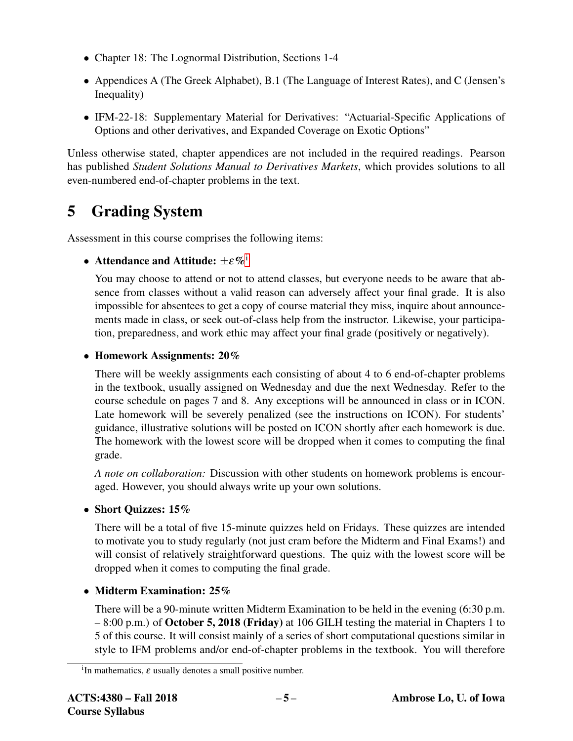- Chapter 18: The Lognormal Distribution, Sections 1-4
- Appendices A (The Greek Alphabet), B.1 (The Language of Interest Rates), and C (Jensen's Inequality)
- IFM-22-18: Supplementary Material for Derivatives: "Actuarial-Specific Applications of Options and other derivatives, and Expanded Coverage on Exotic Options"

Unless otherwise stated, chapter appendices are not included in the required readings. Pearson has published *Student Solutions Manual to Derivatives Markets*, which provides solutions to all even-numbered end-of-chapter problems in the text.

# 5 Grading System

Assessment in this course comprises the following items:

- **Attendance and Attitude: $\pm\varepsilon$%**[i]

  You may choose to attend or not to attend classes, but everyone needs to be aware that absence from classes without a valid reason can adversely affect your final grade. It is also impossible for absentees to get a copy of course material they miss, inquire about announcements made in class, or seek out-of-class help from the instructor. Likewise, your participation, preparedness, and work ethic may affect your final grade (positively or negatively).

- **Homework Assignments: 20%**

  There will be weekly assignments each consisting of about 4 to 6 end-of-chapter problems in the textbook, usually assigned on Wednesday and due the next Wednesday. Refer to the course schedule on pages 7 and 8. Any exceptions will be announced in class or in ICON. Late homework will be severely penalized (see the instructions on ICON). For students' guidance, illustrative solutions will be posted on ICON shortly after each homework is due. The homework with the lowest score will be dropped when it comes to computing the final grade.

  *A note on collaboration:* Discussion with other students on homework problems is encouraged. However, you should always write up your own solutions.

- **Short Quizzes: 15%**

  There will be a total of five 15-minute quizzes held on Fridays. These quizzes are intended to motivate you to study regularly (not just cram before the Midterm and Final Exams!) and will consist of relatively straightforward questions. The quiz with the lowest score will be dropped when it comes to computing the final grade.

- **Midterm Examination: 25%**

  There will be a 90-minute written Midterm Examination to be held in the evening (6:30 p.m. – 8:00 p.m.) of **October 5, 2018 (Friday)** at 106 GILH testing the material in Chapters 1 to 5 of this course. It will consist mainly of a series of short computational questions similar in style to IFM problems and/or end-of-chapter problems in the textbook. You will therefore

[i] In mathematics, $\varepsilon$ usually denotes a small positive number.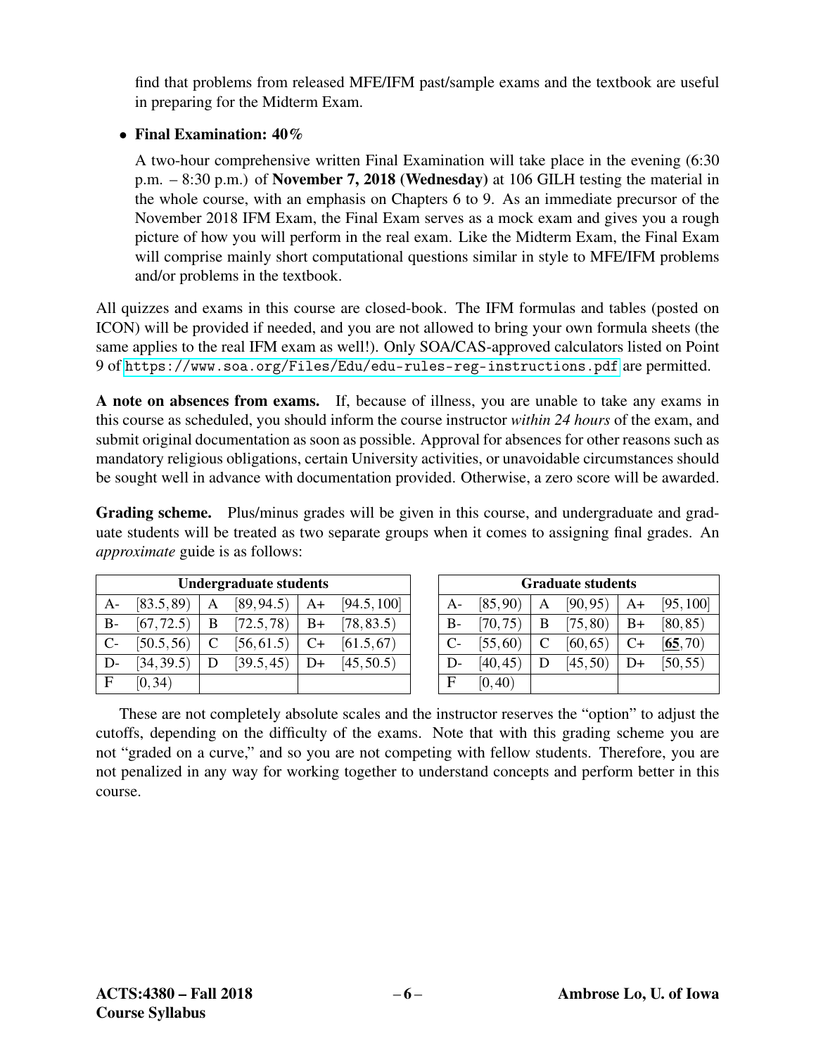find that problems from released MFE/IFM past/sample exams and the textbook are useful in preparing for the Midterm Exam.

- **Final Examination: 40%**

  A two-hour comprehensive written Final Examination will take place in the evening (6:30 p.m. – 8:30 p.m.) of **November 7, 2018 (Wednesday)** at 106 GILH testing the material in the whole course, with an emphasis on Chapters 6 to 9. As an immediate precursor of the November 2018 IFM Exam, the Final Exam serves as a mock exam and gives you a rough picture of how you will perform in the real exam. Like the Midterm Exam, the Final Exam will comprise mainly short computational questions similar in style to MFE/IFM problems and/or problems in the textbook.

All quizzes and exams in this course are closed-book. The IFM formulas and tables (posted on ICON) will be provided if needed, and you are not allowed to bring your own formula sheets (the same applies to the real IFM exam as well!). Only SOA/CAS-approved calculators listed on Point 9 of https://www.soa.org/Files/Edu/edu-rules-reg-instructions.pdf are permitted.

**A note on absences from exams.** If, because of illness, you are unable to take any exams in this course as scheduled, you should inform the course instructor *within 24 hours* of the exam, and submit original documentation as soon as possible. Approval for absences for other reasons such as mandatory religious obligations, certain University activities, or unavoidable circumstances should be sought well in advance with documentation provided. Otherwise, a zero score will be awarded.

**Grading scheme.** Plus/minus grades will be given in this course, and undergraduate and graduate students will be treated as two separate groups when it comes to assigning final grades. An *approximate* guide is as follows:

| **Undergraduate students** | | | | | |
|---|---|---|---|---|---|
| A- | $[83.5, 89)$ | A | $[89, 94.5)$ | A+ | $[94.5, 100]$ |
| B- | $[67, 72.5)$ | B | $[72.5, 78)$ | B+ | $[78, 83.5)$ |
| C- | $[50.5, 56)$ | C | $[56, 61.5)$ | C+ | $[61.5, 67)$ |
| D- | $[34, 39.5)$ | D | $[39.5, 45)$ | D+ | $[45, 50.5)$ |
| F | $[0, 34)$ | | | | |

| **Graduate students** | | | | | |
|---|---|---|---|---|---|
| A- | $[85, 90)$ | A | $[90, 95)$ | A+ | $[95, 100]$ |
| B- | $[70, 75)$ | B | $[75, 80)$ | B+ | $[80, 85)$ |
| C- | $[55, 60)$ | C | $[60, 65)$ | C+ | $[\underline{\mathbf{65}}, 70)$ |
| D- | $[40, 45)$ | D | $[45, 50)$ | D+ | $[50, 55)$ |
| F | $[0, 40)$ | | | | |

These are not completely absolute scales and the instructor reserves the "option" to adjust the cutoffs, depending on the difficulty of the exams. Note that with this grading scheme you are not "graded on a curve," and so you are not competing with fellow students. Therefore, you are not penalized in any way for working together to understand concepts and perform better in this course.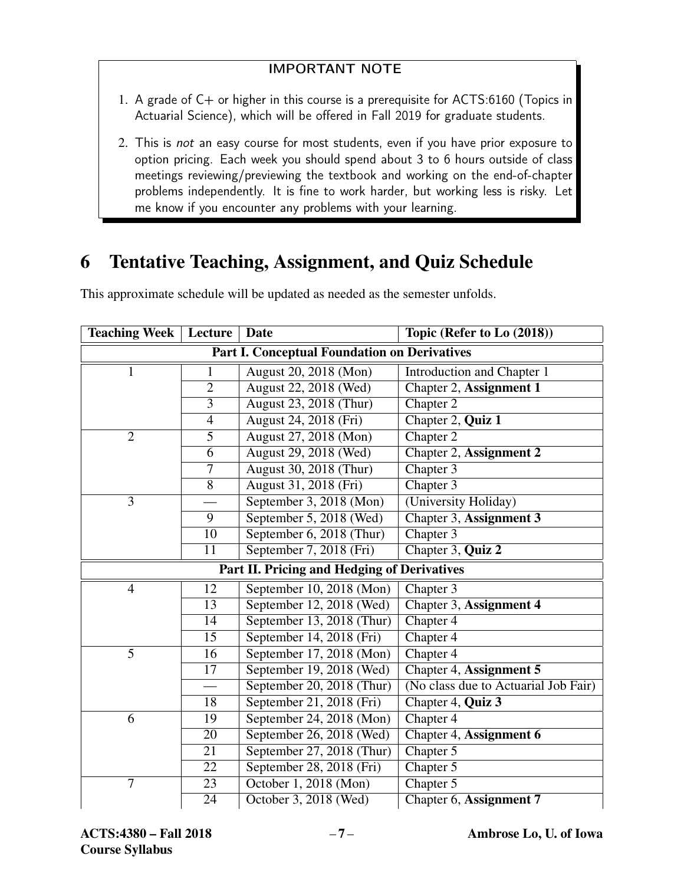**IMPORTANT NOTE**

1. A grade of C+ or higher in this course is a prerequisite for ACTS:6160 (Topics in Actuarial Science), which will be offered in Fall 2019 for graduate students.
2. This is *not* an easy course for most students, even if you have prior exposure to option pricing. Each week you should spend about 3 to 6 hours outside of class meetings reviewing/previewing the textbook and working on the end-of-chapter problems independently. It is fine to work harder, but working less is risky. Let me know if you encounter any problems with your learning.

## 6 Tentative Teaching, Assignment, and Quiz Schedule

This approximate schedule will be updated as needed as the semester unfolds.

| Teaching Week | Lecture | Date | Topic (Refer to Lo (2018)) |
|---|---|---|---|
| **Part I. Conceptual Foundation on Derivatives** | | | |
| 1 | 1 | August 20, 2018 (Mon) | Introduction and Chapter 1 |
| | 2 | August 22, 2018 (Wed) | Chapter 2, **Assignment 1** |
| | 3 | August 23, 2018 (Thur) | Chapter 2 |
| | 4 | August 24, 2018 (Fri) | Chapter 2, **Quiz 1** |
| 2 | 5 | August 27, 2018 (Mon) | Chapter 2 |
| | 6 | August 29, 2018 (Wed) | Chapter 2, **Assignment 2** |
| | 7 | August 30, 2018 (Thur) | Chapter 3 |
| | 8 | August 31, 2018 (Fri) | Chapter 3 |
| 3 | — | September 3, 2018 (Mon) | (University Holiday) |
| | 9 | September 5, 2018 (Wed) | Chapter 3, **Assignment 3** |
| | 10 | September 6, 2018 (Thur) | Chapter 3 |
| | 11 | September 7, 2018 (Fri) | Chapter 3, **Quiz 2** |
| **Part II. Pricing and Hedging of Derivatives** | | | |
| 4 | 12 | September 10, 2018 (Mon) | Chapter 3 |
| | 13 | September 12, 2018 (Wed) | Chapter 3, **Assignment 4** |
| | 14 | September 13, 2018 (Thur) | Chapter 4 |
| | 15 | September 14, 2018 (Fri) | Chapter 4 |
| 5 | 16 | September 17, 2018 (Mon) | Chapter 4 |
| | 17 | September 19, 2018 (Wed) | Chapter 4, **Assignment 5** |
| | — | September 20, 2018 (Thur) | (No class due to Actuarial Job Fair) |
| | 18 | September 21, 2018 (Fri) | Chapter 4, **Quiz 3** |
| 6 | 19 | September 24, 2018 (Mon) | Chapter 4 |
| | 20 | September 26, 2018 (Wed) | Chapter 4, **Assignment 6** |
| | 21 | September 27, 2018 (Thur) | Chapter 5 |
| | 22 | September 28, 2018 (Fri) | Chapter 5 |
| 7 | 23 | October 1, 2018 (Mon) | Chapter 5 |
| | 24 | October 3, 2018 (Wed) | Chapter 6, **Assignment 7** |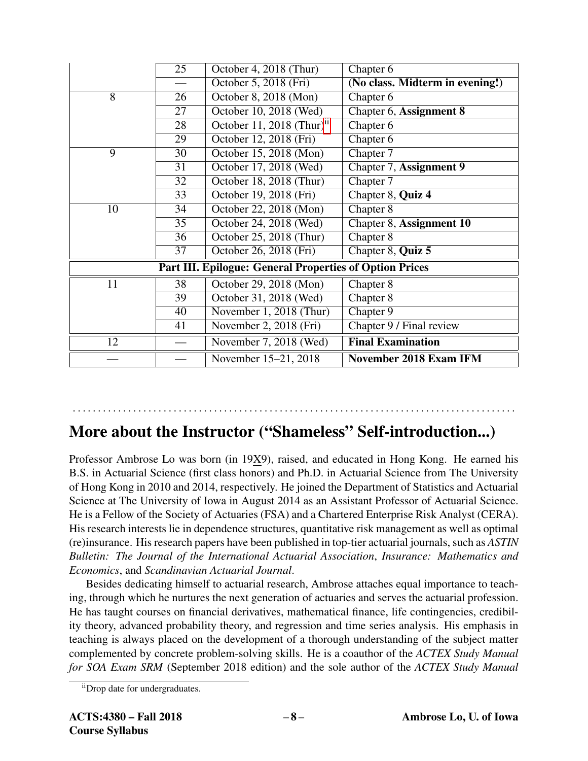|  |  |  |  |
|---|---|---|---|
|  | 25 | October 4, 2018 (Thur) | Chapter 6 |
|  | — | October 5, 2018 (Fri) | **(No class. Midterm in evening!)** |
| 8 | 26 | October 8, 2018 (Mon) | Chapter 6 |
|  | 27 | October 10, 2018 (Wed) | Chapter 6, **Assignment 8** |
|  | 28 | October 11, 2018 (Thur)[ii] | Chapter 6 |
|  | 29 | October 12, 2018 (Fri) | Chapter 6 |
| 9 | 30 | October 15, 2018 (Mon) | Chapter 7 |
|  | 31 | October 17, 2018 (Wed) | Chapter 7, **Assignment 9** |
|  | 32 | October 18, 2018 (Thur) | Chapter 7 |
|  | 33 | October 19, 2018 (Fri) | Chapter 8, **Quiz 4** |
| 10 | 34 | October 22, 2018 (Mon) | Chapter 8 |
|  | 35 | October 24, 2018 (Wed) | Chapter 8, **Assignment 10** |
|  | 36 | October 25, 2018 (Thur) | Chapter 8 |
|  | 37 | October 26, 2018 (Fri) | Chapter 8, **Quiz 5** |
| **Part III. Epilogue: General Properties of Option Prices** |  |  |  |
| 11 | 38 | October 29, 2018 (Mon) | Chapter 8 |
|  | 39 | October 31, 2018 (Wed) | Chapter 8 |
|  | 40 | November 1, 2018 (Thur) | Chapter 9 |
|  | 41 | November 2, 2018 (Fri) | Chapter 9 / Final review |
| 12 | — | November 7, 2018 (Wed) | **Final Examination** |
| — | — | November 15–21, 2018 | **November 2018 Exam IFM** |

## More about the Instructor ("Shameless" Self-introduction...)

Professor Ambrose Lo was born (in 19X9), raised, and educated in Hong Kong. He earned his B.S. in Actuarial Science (first class honors) and Ph.D. in Actuarial Science from The University of Hong Kong in 2010 and 2014, respectively. He joined the Department of Statistics and Actuarial Science at The University of Iowa in August 2014 as an Assistant Professor of Actuarial Science. He is a Fellow of the Society of Actuaries (FSA) and a Chartered Enterprise Risk Analyst (CERA). His research interests lie in dependence structures, quantitative risk management as well as optimal (re)insurance. His research papers have been published in top-tier actuarial journals, such as *ASTIN Bulletin: The Journal of the International Actuarial Association*, *Insurance: Mathematics and Economics*, and *Scandinavian Actuarial Journal*.

Besides dedicating himself to actuarial research, Ambrose attaches equal importance to teaching, through which he nurtures the next generation of actuaries and serves the actuarial profession. He has taught courses on financial derivatives, mathematical finance, life contingencies, credibility theory, advanced probability theory, and regression and time series analysis. His emphasis in teaching is always placed on the development of a thorough understanding of the subject matter complemented by concrete problem-solving skills. He is a coauthor of the *ACTEX Study Manual for SOA Exam SRM* (September 2018 edition) and the sole author of the *ACTEX Study Manual*

[ii] Drop date for undergraduates.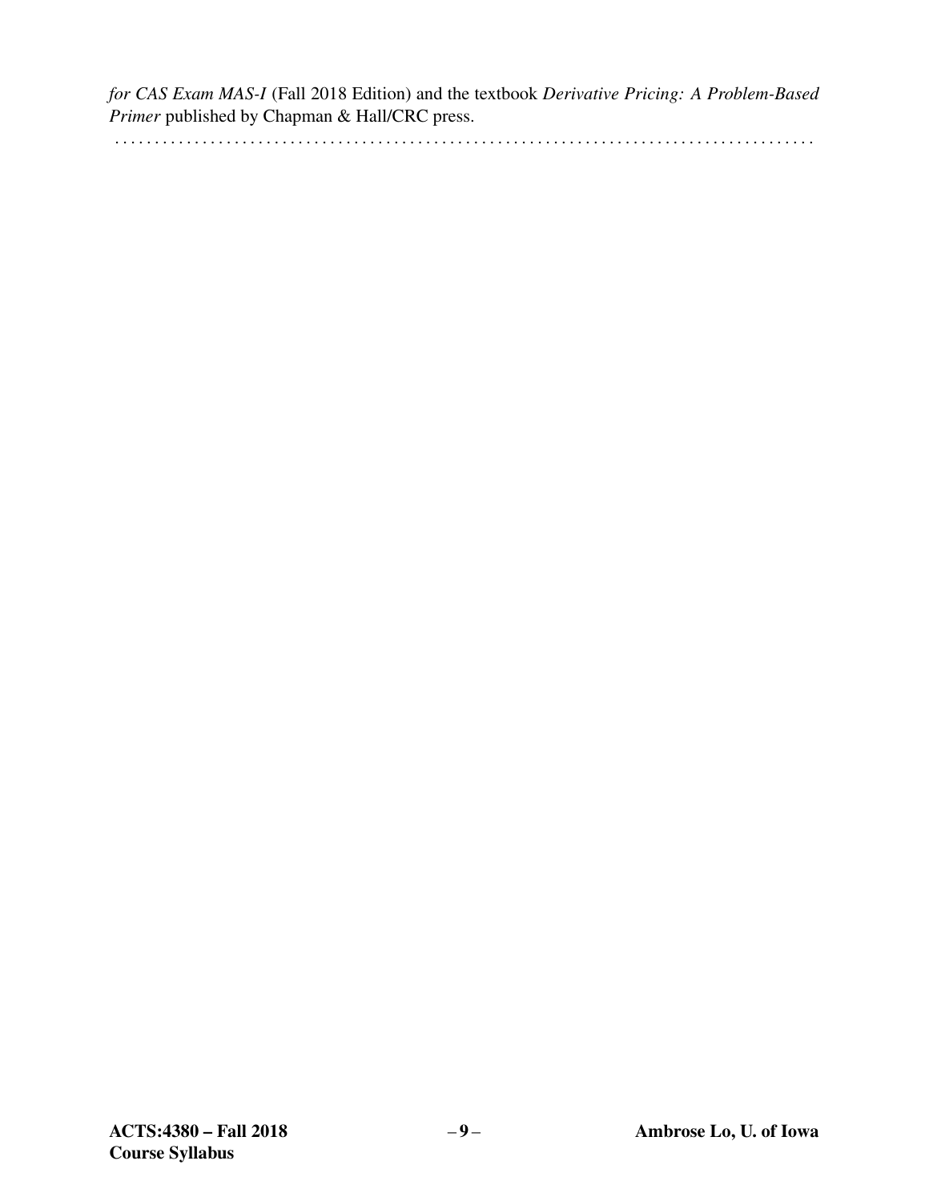*for CAS Exam MAS-I* (Fall 2018 Edition) and the textbook *Derivative Pricing: A Problem-Based Primer* published by Chapman & Hall/CRC press.

. . . . . . . . . . . . . . . . . . . . . . . . . . . . . . . . . . . . . . . . . . . . . . . . . . . . . . . . . . . . . . . . . . . . . . . . . . . . . . . . . . . . .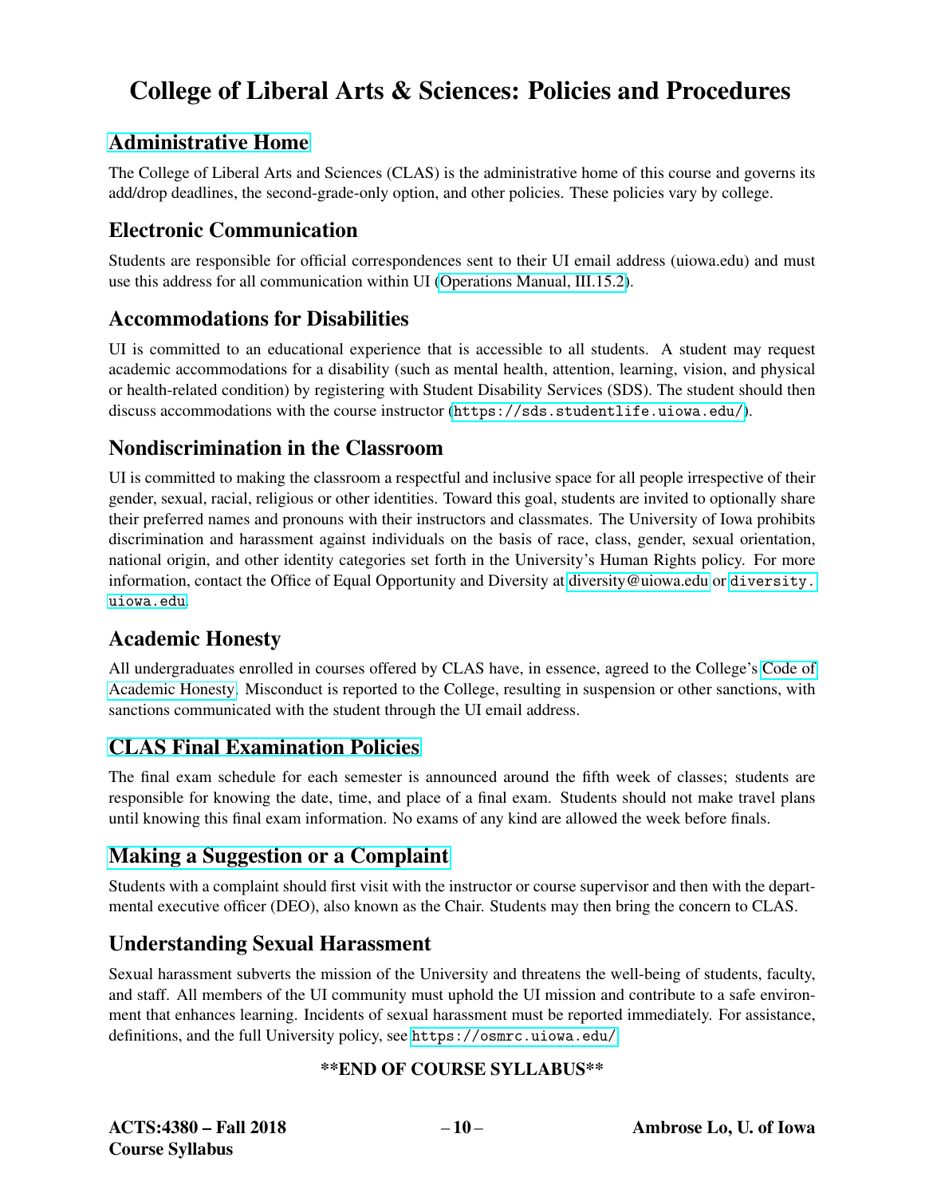# College of Liberal Arts & Sciences: Policies and Procedures

## Administrative Home

The College of Liberal Arts and Sciences (CLAS) is the administrative home of this course and governs its add/drop deadlines, the second-grade-only option, and other policies. These policies vary by college.

## Electronic Communication

Students are responsible for official correspondences sent to their UI email address (uiowa.edu) and must use this address for all communication within UI (Operations Manual, III.15.2).

## Accommodations for Disabilities

UI is committed to an educational experience that is accessible to all students. A student may request academic accommodations for a disability (such as mental health, attention, learning, vision, and physical or health-related condition) by registering with Student Disability Services (SDS). The student should then discuss accommodations with the course instructor (`https://sds.studentlife.uiowa.edu/`).

## Nondiscrimination in the Classroom

UI is committed to making the classroom a respectful and inclusive space for all people irrespective of their gender, sexual, racial, religious or other identities. Toward this goal, students are invited to optionally share their preferred names and pronouns with their instructors and classmates. The University of Iowa prohibits discrimination and harassment against individuals on the basis of race, class, gender, sexual orientation, national origin, and other identity categories set forth in the University's Human Rights policy. For more information, contact the Office of Equal Opportunity and Diversity at diversity@uiowa.edu or `diversity.uiowa.edu`.

## Academic Honesty

All undergraduates enrolled in courses offered by CLAS have, in essence, agreed to the College's Code of Academic Honesty. Misconduct is reported to the College, resulting in suspension or other sanctions, with sanctions communicated with the student through the UI email address.

## CLAS Final Examination Policies

The final exam schedule for each semester is announced around the fifth week of classes; students are responsible for knowing the date, time, and place of a final exam. Students should not make travel plans until knowing this final exam information. No exams of any kind are allowed the week before finals.

## Making a Suggestion or a Complaint

Students with a complaint should first visit with the instructor or course supervisor and then with the departmental executive officer (DEO), also known as the Chair. Students may then bring the concern to CLAS.

## Understanding Sexual Harassment

Sexual harassment subverts the mission of the University and threatens the well-being of students, faculty, and staff. All members of the UI community must uphold the UI mission and contribute to a safe environment that enhances learning. Incidents of sexual harassment must be reported immediately. For assistance, definitions, and the full University policy, see `https://osmrc.uiowa.edu/`.

**\*\*END OF COURSE SYLLABUS\*\***